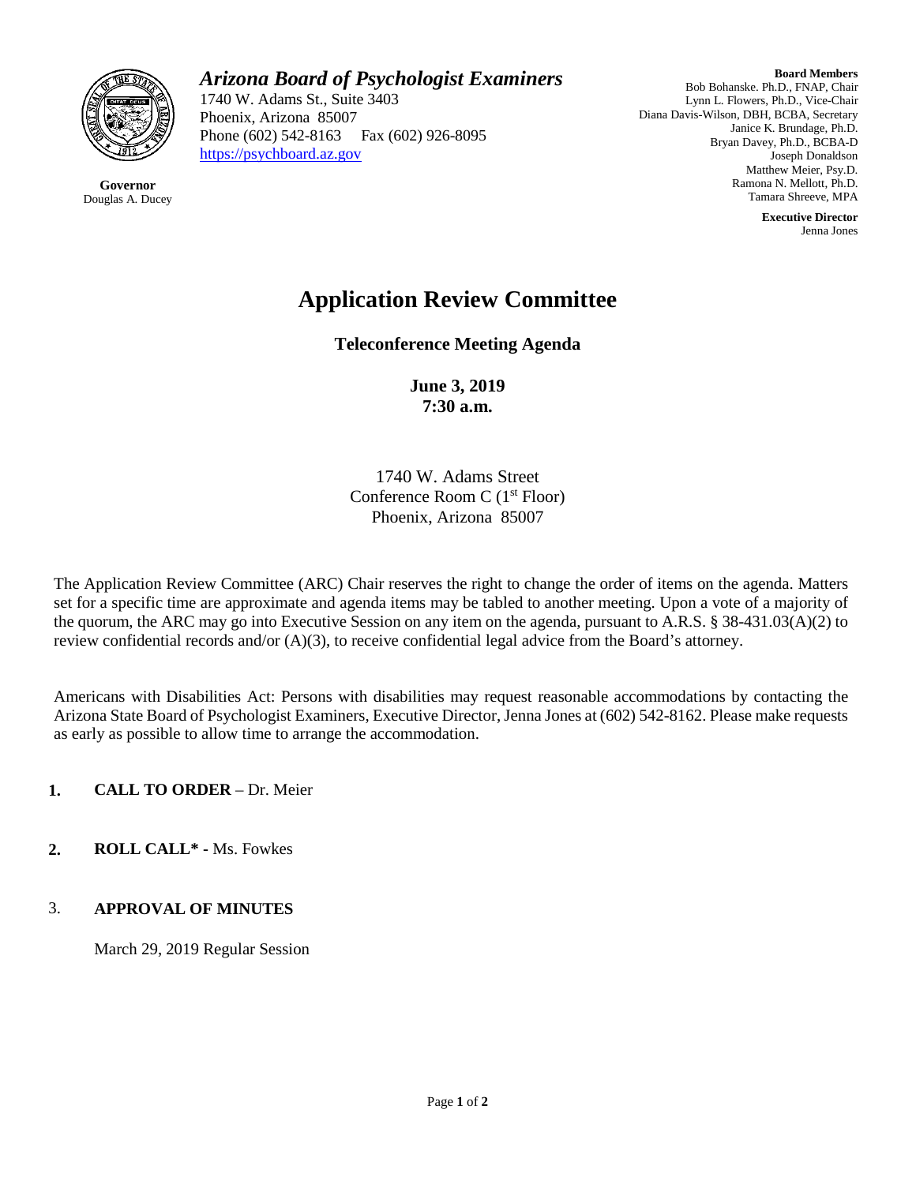# Arizona Board of Psychologist Examiners

1740 W. Adams St., Suite 3403
Phoenix, Arizona 85007
Phone (602) 542-8163 Fax (602) 926-8095
https://psychboard.az.gov

**Governor**
Douglas A. Ducey

**Board Members**
Bob Bohanske. Ph.D., FNAP, Chair
Lynn L. Flowers, Ph.D., Vice-Chair
Diana Davis-Wilson, DBH, BCBA, Secretary
Janice K. Brundage, Ph.D.
Bryan Davey, Ph.D., BCBA-D
Joseph Donaldson
Matthew Meier, Psy.D.
Ramona N. Mellott, Ph.D.
Tamara Shreeve, MPA

**Executive Director**
Jenna Jones

## Application Review Committee

### Teleconference Meeting Agenda

**June 3, 2019**
**7:30 a.m.**

1740 W. Adams Street
Conference Room C (1st Floor)
Phoenix, Arizona 85007

The Application Review Committee (ARC) Chair reserves the right to change the order of items on the agenda. Matters set for a specific time are approximate and agenda items may be tabled to another meeting. Upon a vote of a majority of the quorum, the ARC may go into Executive Session on any item on the agenda, pursuant to A.R.S. § 38-431.03(A)(2) to review confidential records and/or (A)(3), to receive confidential legal advice from the Board's attorney.

Americans with Disabilities Act: Persons with disabilities may request reasonable accommodations by contacting the Arizona State Board of Psychologist Examiners, Executive Director, Jenna Jones at (602) 542-8162. Please make requests as early as possible to allow time to arrange the accommodation.

1. **CALL TO ORDER** – Dr. Meier

2. **ROLL CALL\* -** Ms. Fowkes

3. **APPROVAL OF MINUTES**

   March 29, 2019 Regular Session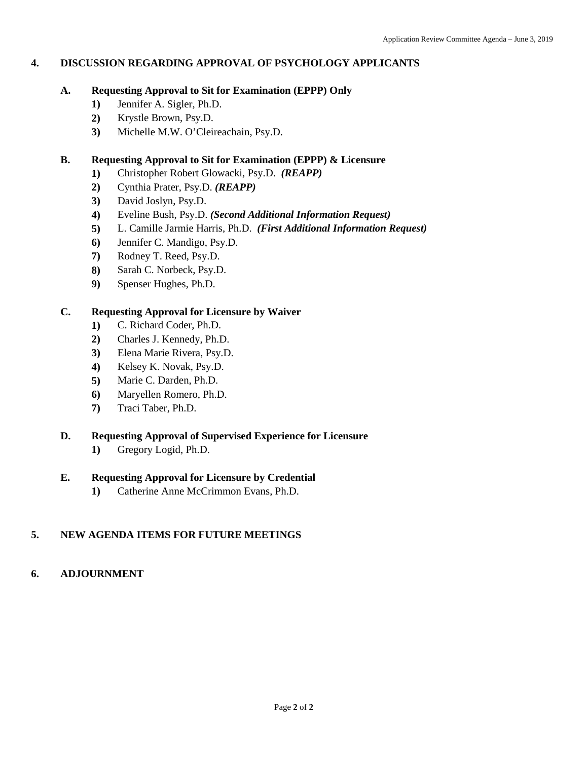## 4. DISCUSSION REGARDING APPROVAL OF PSYCHOLOGY APPLICANTS

### A. Requesting Approval to Sit for Examination (EPPP) Only

1) Jennifer A. Sigler, Ph.D.
2) Krystle Brown, Psy.D.
3) Michelle M.W. O'Cleireachain, Psy.D.

### B. Requesting Approval to Sit for Examination (EPPP) & Licensure

1) Christopher Robert Glowacki, Psy.D. ***(REAPP)***
2) Cynthia Prater, Psy.D. ***(REAPP)***
3) David Joslyn, Psy.D.
4) Eveline Bush, Psy.D. ***(Second Additional Information Request)***
5) L. Camille Jarmie Harris, Ph.D. ***(First Additional Information Request)***
6) Jennifer C. Mandigo, Psy.D.
7) Rodney T. Reed, Psy.D.
8) Sarah C. Norbeck, Psy.D.
9) Spenser Hughes, Ph.D.

### C. Requesting Approval for Licensure by Waiver

1) C. Richard Coder, Ph.D.
2) Charles J. Kennedy, Ph.D.
3) Elena Marie Rivera, Psy.D.
4) Kelsey K. Novak, Psy.D.
5) Marie C. Darden, Ph.D.
6) Maryellen Romero, Ph.D.
7) Traci Taber, Ph.D.

### D. Requesting Approval of Supervised Experience for Licensure

1) Gregory Logid, Ph.D.

### E. Requesting Approval for Licensure by Credential

1) Catherine Anne McCrimmon Evans, Ph.D.

## 5. NEW AGENDA ITEMS FOR FUTURE MEETINGS

## 6. ADJOURNMENT